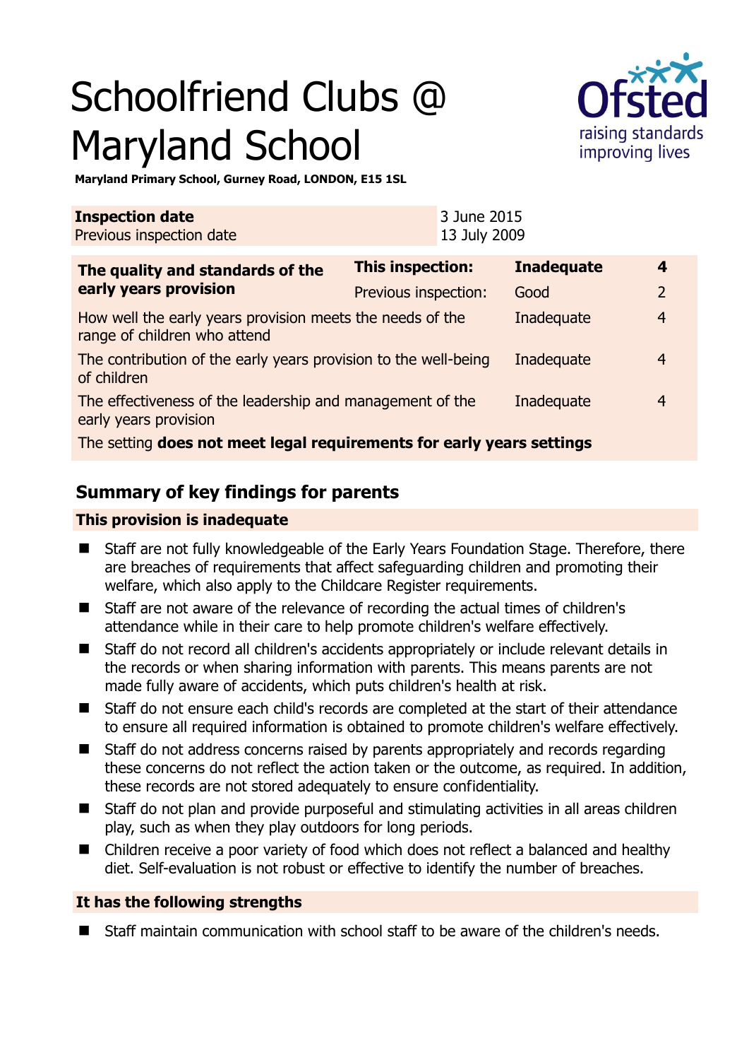# Schoolfriend Clubs @ Maryland School

**Maryland Primary School, Gurney Road, LONDON, E15 1SL**

| **Inspection date** | 3 June 2015 |
|---|---|
| Previous inspection date | 13 July 2009 |

| **The quality and standards of the early years provision** | **This inspection:** | **Inadequate** | **4** |
|---|---|---|---|
| | Previous inspection: | Good | 2 |
| How well the early years provision meets the needs of the range of children who attend | | Inadequate | 4 |
| The contribution of the early years provision to the well-being of children | | Inadequate | 4 |
| The effectiveness of the leadership and management of the early years provision | | Inadequate | 4 |
| The setting **does not meet legal requirements for early years settings** | | | |

## Summary of key findings for parents

### This provision is inadequate

- Staff are not fully knowledgeable of the Early Years Foundation Stage. Therefore, there are breaches of requirements that affect safeguarding children and promoting their welfare, which also apply to the Childcare Register requirements.
- Staff are not aware of the relevance of recording the actual times of children's attendance while in their care to help promote children's welfare effectively.
- Staff do not record all children's accidents appropriately or include relevant details in the records or when sharing information with parents. This means parents are not made fully aware of accidents, which puts children's health at risk.
- Staff do not ensure each child's records are completed at the start of their attendance to ensure all required information is obtained to promote children's welfare effectively.
- Staff do not address concerns raised by parents appropriately and records regarding these concerns do not reflect the action taken or the outcome, as required. In addition, these records are not stored adequately to ensure confidentiality.
- Staff do not plan and provide purposeful and stimulating activities in all areas children play, such as when they play outdoors for long periods.
- Children receive a poor variety of food which does not reflect a balanced and healthy diet. Self-evaluation is not robust or effective to identify the number of breaches.

### It has the following strengths

- Staff maintain communication with school staff to be aware of the children's needs.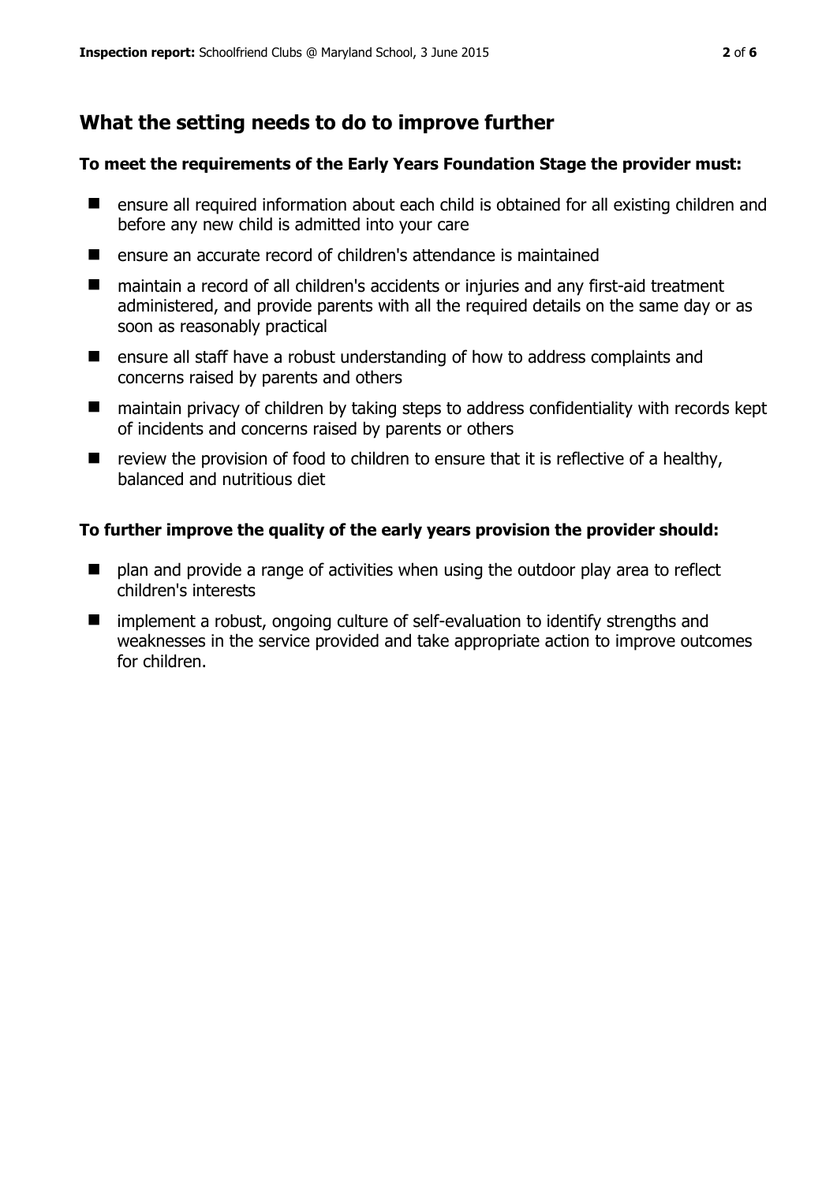## What the setting needs to do to improve further

**To meet the requirements of the Early Years Foundation Stage the provider must:**

- ensure all required information about each child is obtained for all existing children and before any new child is admitted into your care
- ensure an accurate record of children's attendance is maintained
- maintain a record of all children's accidents or injuries and any first-aid treatment administered, and provide parents with all the required details on the same day or as soon as reasonably practical
- ensure all staff have a robust understanding of how to address complaints and concerns raised by parents and others
- maintain privacy of children by taking steps to address confidentiality with records kept of incidents and concerns raised by parents or others
- review the provision of food to children to ensure that it is reflective of a healthy, balanced and nutritious diet

**To further improve the quality of the early years provision the provider should:**

- plan and provide a range of activities when using the outdoor play area to reflect children's interests
- implement a robust, ongoing culture of self-evaluation to identify strengths and weaknesses in the service provided and take appropriate action to improve outcomes for children.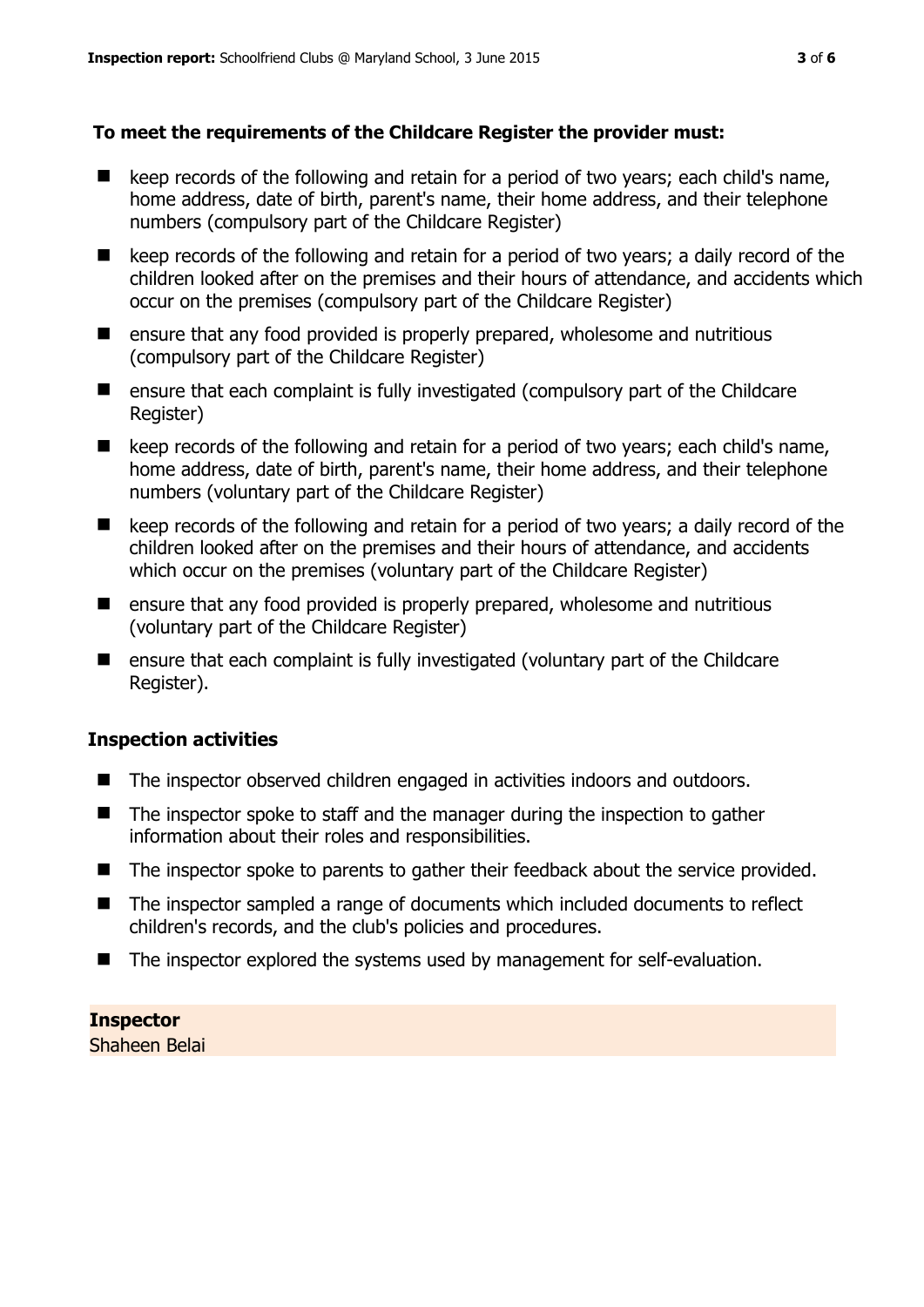**To meet the requirements of the Childcare Register the provider must:**

- keep records of the following and retain for a period of two years; each child's name, home address, date of birth, parent's name, their home address, and their telephone numbers (compulsory part of the Childcare Register)
- keep records of the following and retain for a period of two years; a daily record of the children looked after on the premises and their hours of attendance, and accidents which occur on the premises (compulsory part of the Childcare Register)
- ensure that any food provided is properly prepared, wholesome and nutritious (compulsory part of the Childcare Register)
- ensure that each complaint is fully investigated (compulsory part of the Childcare Register)
- keep records of the following and retain for a period of two years; each child's name, home address, date of birth, parent's name, their home address, and their telephone numbers (voluntary part of the Childcare Register)
- keep records of the following and retain for a period of two years; a daily record of the children looked after on the premises and their hours of attendance, and accidents which occur on the premises (voluntary part of the Childcare Register)
- ensure that any food provided is properly prepared, wholesome and nutritious (voluntary part of the Childcare Register)
- ensure that each complaint is fully investigated (voluntary part of the Childcare Register).

## Inspection activities

- The inspector observed children engaged in activities indoors and outdoors.
- The inspector spoke to staff and the manager during the inspection to gather information about their roles and responsibilities.
- The inspector spoke to parents to gather their feedback about the service provided.
- The inspector sampled a range of documents which included documents to reflect children's records, and the club's policies and procedures.
- The inspector explored the systems used by management for self-evaluation.

**Inspector**
Shaheen Belai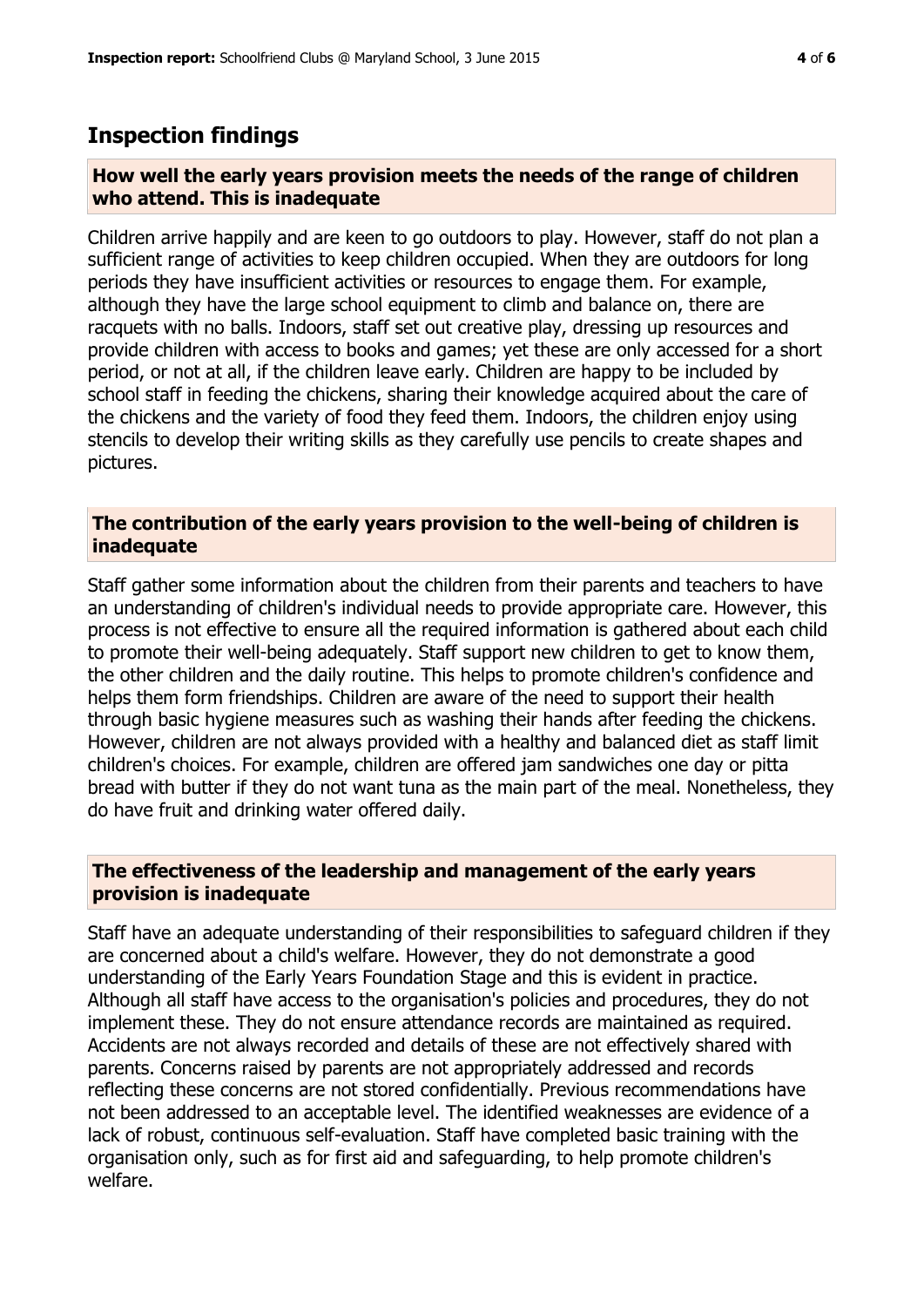## Inspection findings

### How well the early years provision meets the needs of the range of children who attend. This is inadequate

Children arrive happily and are keen to go outdoors to play. However, staff do not plan a sufficient range of activities to keep children occupied. When they are outdoors for long periods they have insufficient activities or resources to engage them. For example, although they have the large school equipment to climb and balance on, there are racquets with no balls. Indoors, staff set out creative play, dressing up resources and provide children with access to books and games; yet these are only accessed for a short period, or not at all, if the children leave early. Children are happy to be included by school staff in feeding the chickens, sharing their knowledge acquired about the care of the chickens and the variety of food they feed them. Indoors, the children enjoy using stencils to develop their writing skills as they carefully use pencils to create shapes and pictures.

### The contribution of the early years provision to the well-being of children is inadequate

Staff gather some information about the children from their parents and teachers to have an understanding of children's individual needs to provide appropriate care. However, this process is not effective to ensure all the required information is gathered about each child to promote their well-being adequately. Staff support new children to get to know them, the other children and the daily routine. This helps to promote children's confidence and helps them form friendships. Children are aware of the need to support their health through basic hygiene measures such as washing their hands after feeding the chickens. However, children are not always provided with a healthy and balanced diet as staff limit children's choices. For example, children are offered jam sandwiches one day or pitta bread with butter if they do not want tuna as the main part of the meal. Nonetheless, they do have fruit and drinking water offered daily.

### The effectiveness of the leadership and management of the early years provision is inadequate

Staff have an adequate understanding of their responsibilities to safeguard children if they are concerned about a child's welfare. However, they do not demonstrate a good understanding of the Early Years Foundation Stage and this is evident in practice. Although all staff have access to the organisation's policies and procedures, they do not implement these. They do not ensure attendance records are maintained as required. Accidents are not always recorded and details of these are not effectively shared with parents. Concerns raised by parents are not appropriately addressed and records reflecting these concerns are not stored confidentially. Previous recommendations have not been addressed to an acceptable level. The identified weaknesses are evidence of a lack of robust, continuous self-evaluation. Staff have completed basic training with the organisation only, such as for first aid and safeguarding, to help promote children's welfare.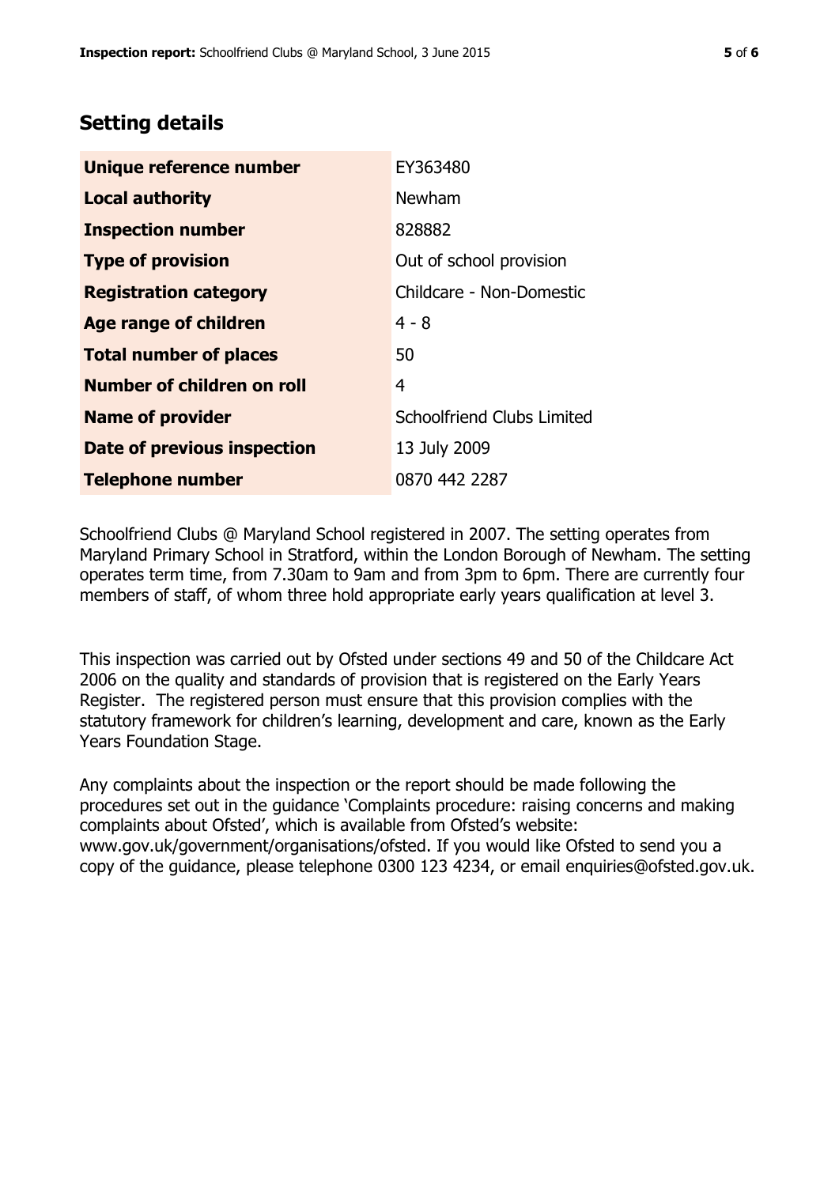## Setting details

| | |
|---|---|
| **Unique reference number** | EY363480 |
| **Local authority** | Newham |
| **Inspection number** | 828882 |
| **Type of provision** | Out of school provision |
| **Registration category** | Childcare - Non-Domestic |
| **Age range of children** | 4 - 8 |
| **Total number of places** | 50 |
| **Number of children on roll** | 4 |
| **Name of provider** | Schoolfriend Clubs Limited |
| **Date of previous inspection** | 13 July 2009 |
| **Telephone number** | 0870 442 2287 |

Schoolfriend Clubs @ Maryland School registered in 2007. The setting operates from Maryland Primary School in Stratford, within the London Borough of Newham. The setting operates term time, from 7.30am to 9am and from 3pm to 6pm. There are currently four members of staff, of whom three hold appropriate early years qualification at level 3.

This inspection was carried out by Ofsted under sections 49 and 50 of the Childcare Act 2006 on the quality and standards of provision that is registered on the Early Years Register. The registered person must ensure that this provision complies with the statutory framework for children's learning, development and care, known as the Early Years Foundation Stage.

Any complaints about the inspection or the report should be made following the procedures set out in the guidance 'Complaints procedure: raising concerns and making complaints about Ofsted', which is available from Ofsted's website: www.gov.uk/government/organisations/ofsted. If you would like Ofsted to send you a copy of the guidance, please telephone 0300 123 4234, or email enquiries@ofsted.gov.uk.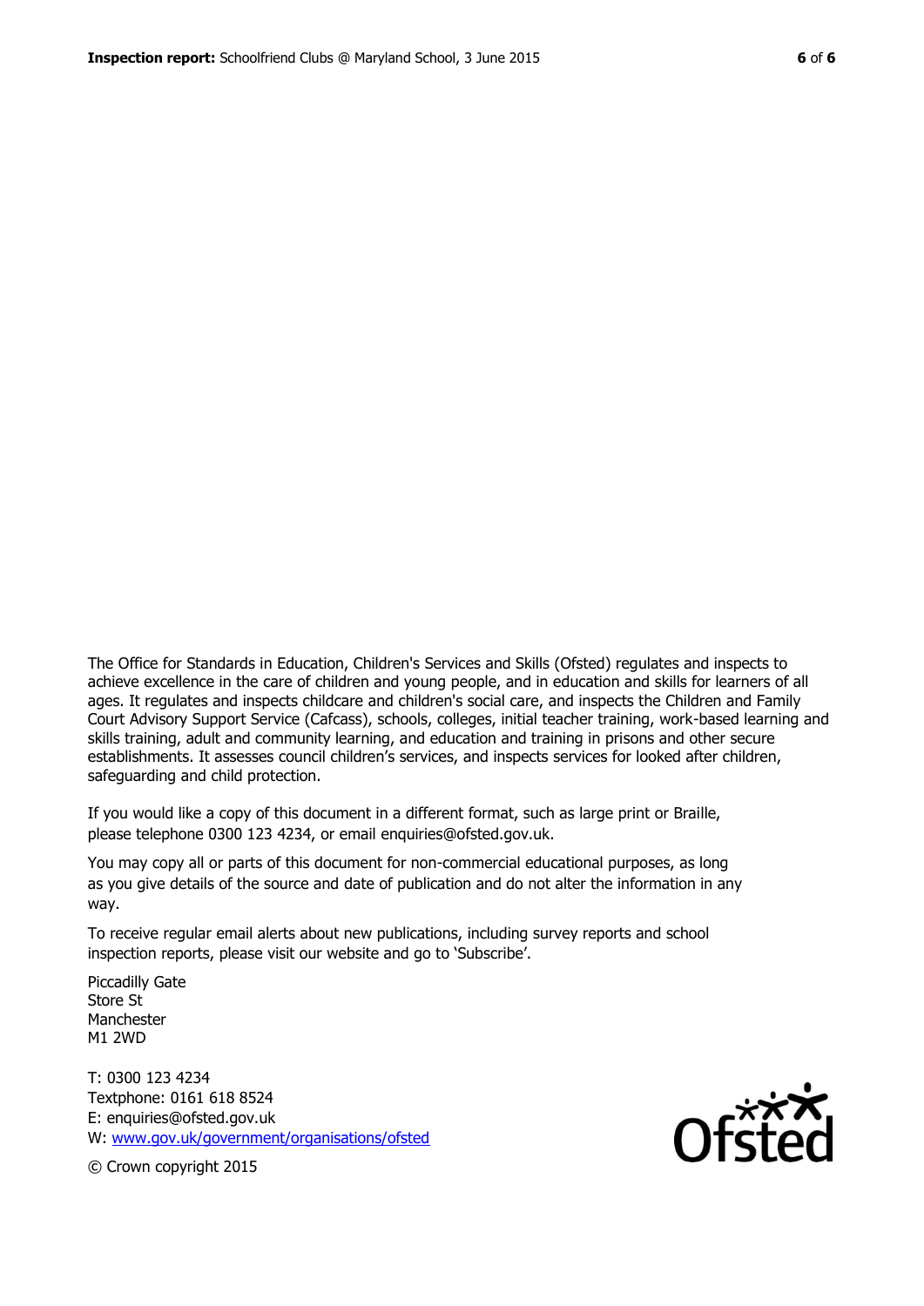The Office for Standards in Education, Children's Services and Skills (Ofsted) regulates and inspects to achieve excellence in the care of children and young people, and in education and skills for learners of all ages. It regulates and inspects childcare and children's social care, and inspects the Children and Family Court Advisory Support Service (Cafcass), schools, colleges, initial teacher training, work-based learning and skills training, adult and community learning, and education and training in prisons and other secure establishments. It assesses council children's services, and inspects services for looked after children, safeguarding and child protection.

If you would like a copy of this document in a different format, such as large print or Braille, please telephone 0300 123 4234, or email enquiries@ofsted.gov.uk.

You may copy all or parts of this document for non-commercial educational purposes, as long as you give details of the source and date of publication and do not alter the information in any way.

To receive regular email alerts about new publications, including survey reports and school inspection reports, please visit our website and go to 'Subscribe'.

Piccadilly Gate
Store St
Manchester
M1 2WD

T: 0300 123 4234
Textphone: 0161 618 8524
E: enquiries@ofsted.gov.uk
W: [www.gov.uk/government/organisations/ofsted](http://www.gov.uk/government/organisations/ofsted)

© Crown copyright 2015